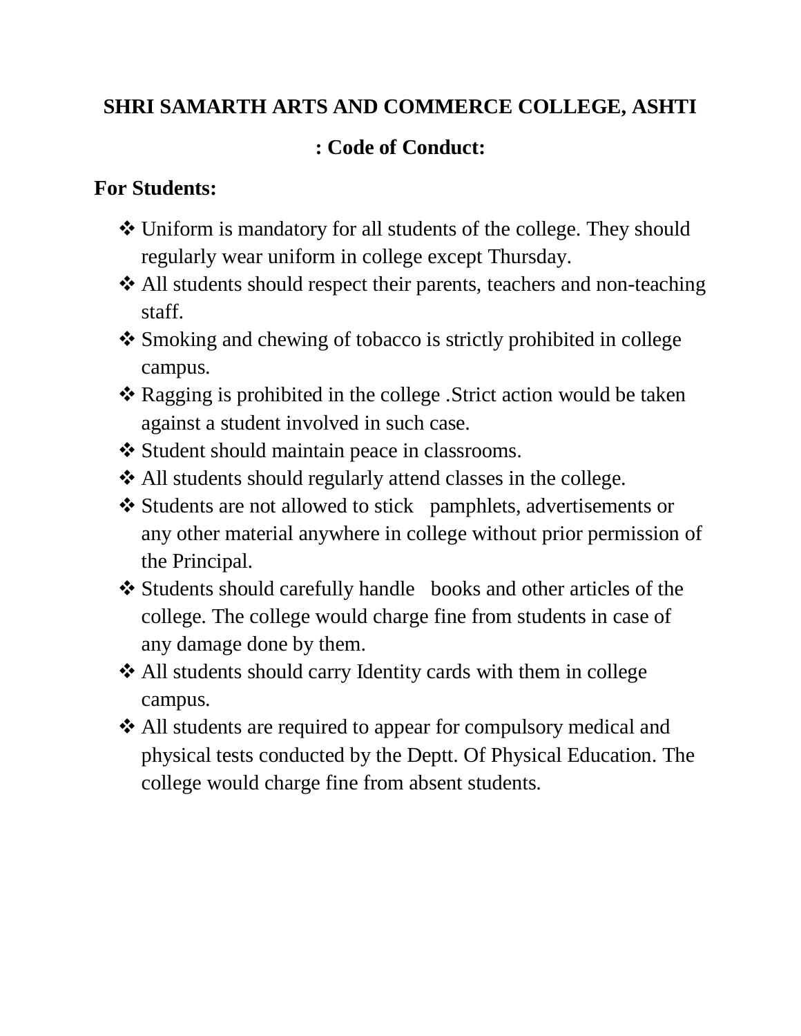# SHRI SAMARTH ARTS AND COMMERCE COLLEGE, ASHTI

## : Code of Conduct:

### For Students:

- Uniform is mandatory for all students of the college. They should regularly wear uniform in college except Thursday.
- All students should respect their parents, teachers and non-teaching staff.
- Smoking and chewing of tobacco is strictly prohibited in college campus.
- Ragging is prohibited in the college .Strict action would be taken against a student involved in such case.
- Student should maintain peace in classrooms.
- All students should regularly attend classes in the college.
- Students are not allowed to stick pamphlets, advertisements or any other material anywhere in college without prior permission of the Principal.
- Students should carefully handle books and other articles of the college. The college would charge fine from students in case of any damage done by them.
- All students should carry Identity cards with them in college campus.
- All students are required to appear for compulsory medical and physical tests conducted by the Deptt. Of Physical Education. The college would charge fine from absent students.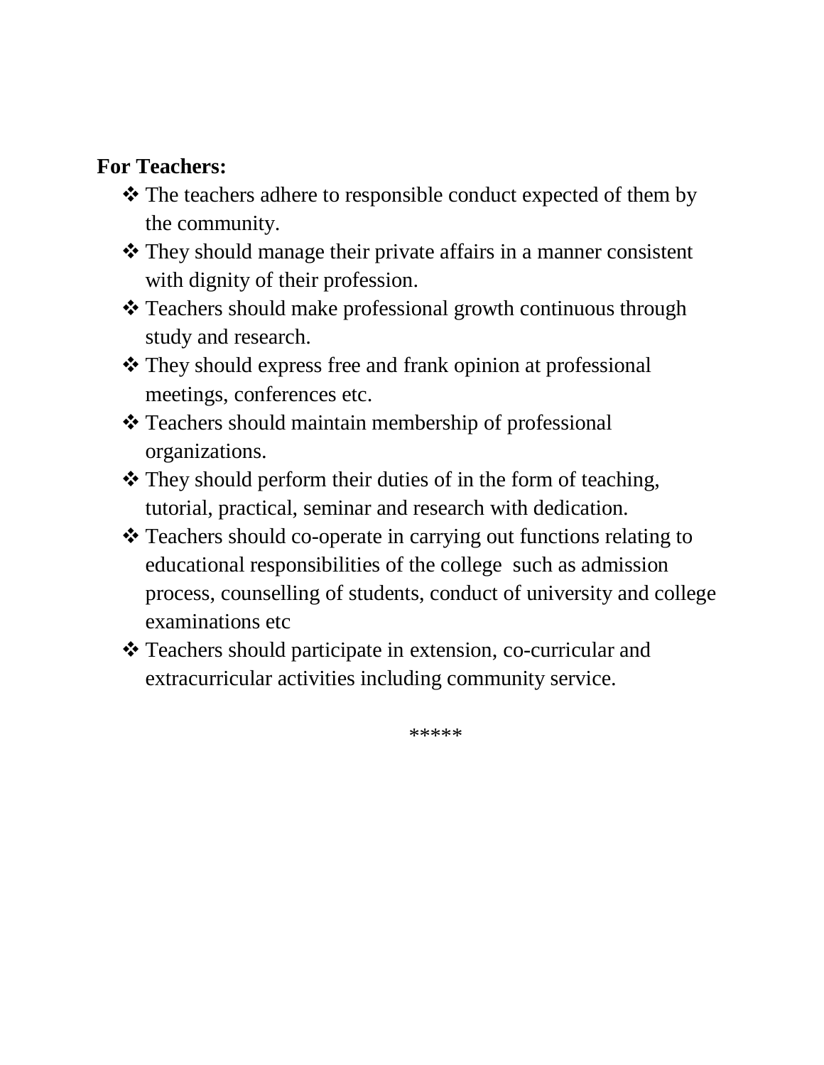**For Teachers:**

- The teachers adhere to responsible conduct expected of them by the community.
- They should manage their private affairs in a manner consistent with dignity of their profession.
- Teachers should make professional growth continuous through study and research.
- They should express free and frank opinion at professional meetings, conferences etc.
- Teachers should maintain membership of professional organizations.
- They should perform their duties of in the form of teaching, tutorial, practical, seminar and research with dedication.
- Teachers should co-operate in carrying out functions relating to educational responsibilities of the college such as admission process, counselling of students, conduct of university and college examinations etc
- Teachers should participate in extension, co-curricular and extracurricular activities including community service.

*****